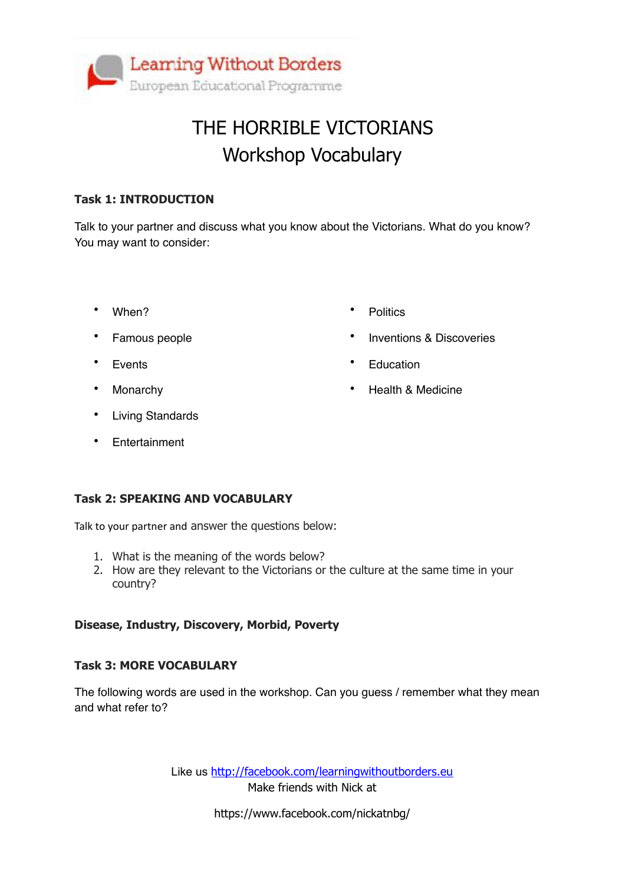Learning Without Borders
European Educational Programme

# THE HORRIBLE VICTORIANS
## Workshop Vocabulary

**Task 1: INTRODUCTION**

Talk to your partner and discuss what you know about the Victorians. What do you know? You may want to consider:

- When?
- Famous people
- Events
- Monarchy
- Living Standards
- Entertainment
- Politics
- Inventions & Discoveries
- Education
- Health & Medicine

**Task 2: SPEAKING AND VOCABULARY**

Talk to your partner and answer the questions below:

1. What is the meaning of the words below?
2. How are they relevant to the Victorians or the culture at the same time in your country?

**Disease, Industry, Discovery, Morbid, Poverty**

**Task 3: MORE VOCABULARY**

The following words are used in the workshop. Can you guess / remember what they mean and what refer to?

Like us http://facebook.com/learningwithoutborders.eu
Make friends with Nick at

https://www.facebook.com/nickatnbg/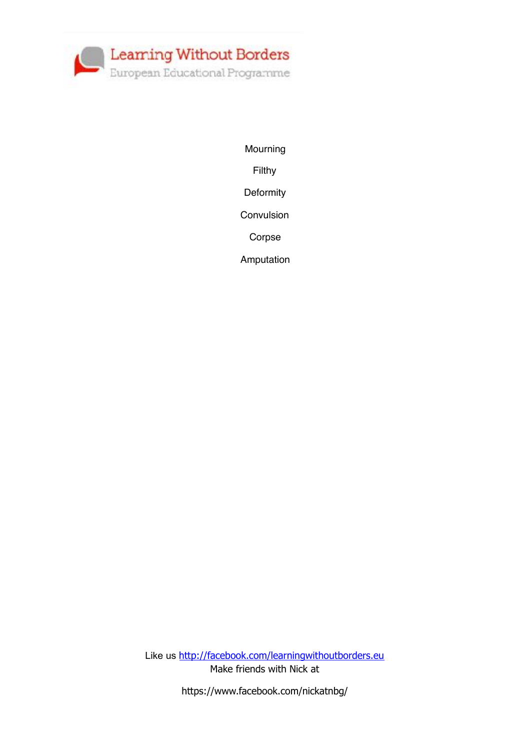Learning Without Borders
European Educational Programme

Mourning

Filthy

Deformity

Convulsion

Corpse

Amputation

Like us http://facebook.com/learningwithoutborders.eu
Make friends with Nick at

https://www.facebook.com/nickatnbg/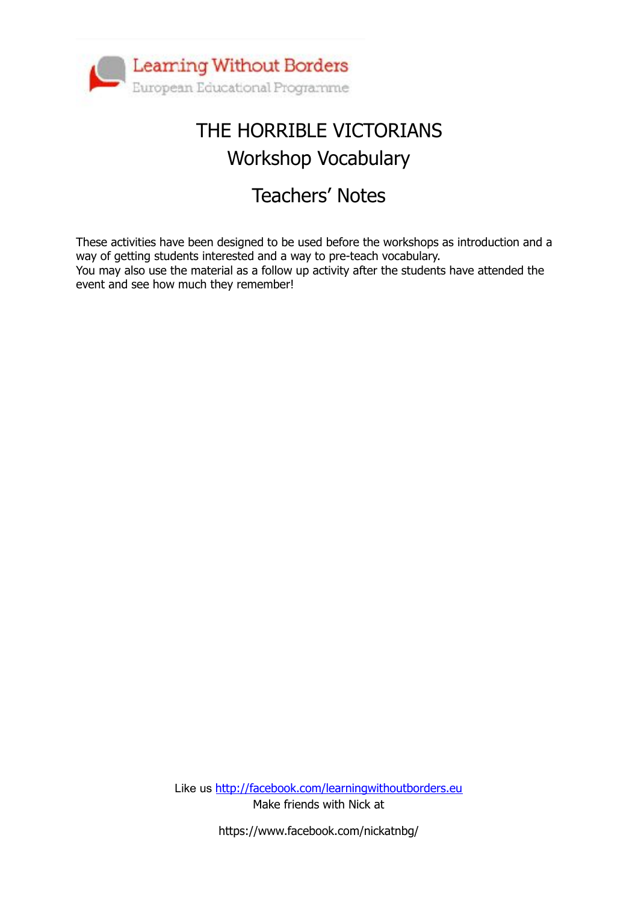Learning Without Borders
European Educational Programme

# THE HORRIBLE VICTORIANS

## Workshop Vocabulary

## Teachers' Notes

These activities have been designed to be used before the workshops as introduction and a way of getting students interested and a way to pre-teach vocabulary.
You may also use the material as a follow up activity after the students have attended the event and see how much they remember!

Like us http://facebook.com/learningwithoutborders.eu
Make friends with Nick at

https://www.facebook.com/nickatnbg/